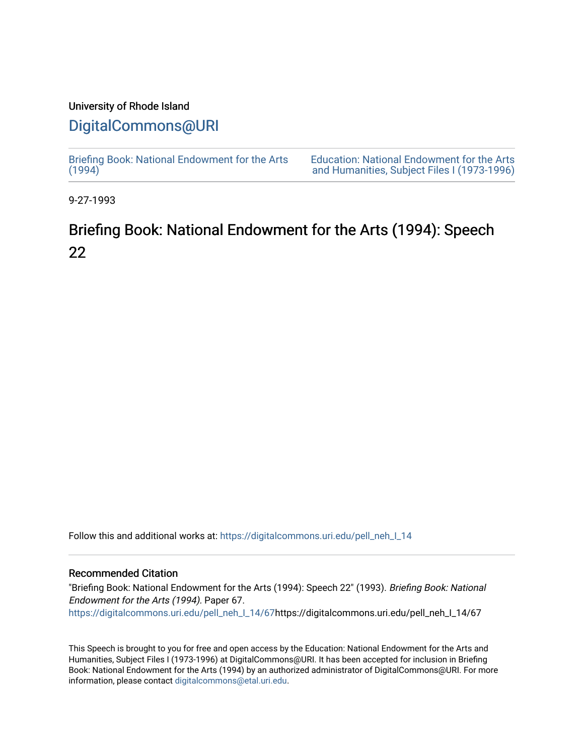University of Rhode Island

# DigitalCommons@URI

Briefing Book: National Endowment for the Arts (1994)

Education: National Endowment for the Arts and Humanities, Subject Files I (1973-1996)

9-27-1993

## Briefing Book: National Endowment for the Arts (1994): Speech 22

Follow this and additional works at: https://digitalcommons.uri.edu/pell_neh_I_14

### Recommended Citation

"Briefing Book: National Endowment for the Arts (1994): Speech 22" (1993). *Briefing Book: National Endowment for the Arts (1994).* Paper 67.
https://digitalcommons.uri.edu/pell_neh_I_14/67https://digitalcommons.uri.edu/pell_neh_I_14/67

This Speech is brought to you for free and open access by the Education: National Endowment for the Arts and Humanities, Subject Files I (1973-1996) at DigitalCommons@URI. It has been accepted for inclusion in Briefing Book: National Endowment for the Arts (1994) by an authorized administrator of DigitalCommons@URI. For more information, please contact digitalcommons@etal.uri.edu.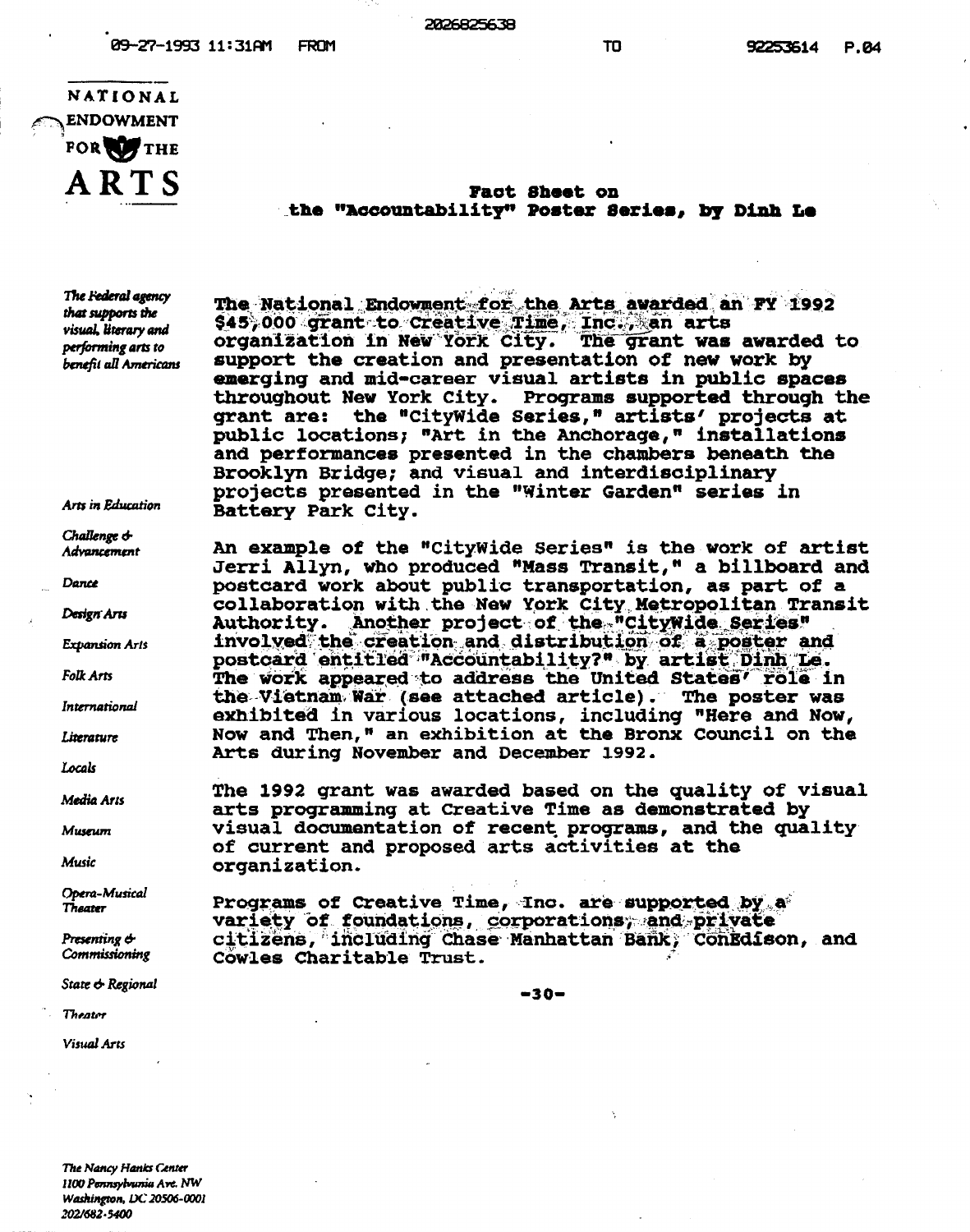NATIONAL ENDOWMENT FOR THE ARTS

*The Federal agency that supports the visual, literary and performing arts to benefit all Americans*

## Fact Sheet on the "Accountability" Poster Series, by Dinh Le

The National Endowment for the Arts awarded an FY 1992 $45,000 grant to Creative Time, Inc., an arts organization in New York City. The grant was awarded to support the creation and presentation of new work by emerging and mid-career visual artists in public spaces throughout New York City. Programs supported through the grant are: the "CityWide Series," artists' projects at public locations; "Art in the Anchorage," installations and performances presented in the chambers beneath the Brooklyn Bridge; and visual and interdisciplinary projects presented in the "Winter Garden" series in Battery Park City.

An example of the "CityWide Series" is the work of artist Jerri Allyn, who produced "Mass Transit," a billboard and postcard work about public transportation, as part of a collaboration with the New York City Metropolitan Transit Authority. Another project of the "CityWide Series" involved the creation and distribution of a poster and postcard entitled "Accountability?" by artist Dinh Le. The work appeared to address the United States' role in the Vietnam War (see attached article). The poster was exhibited in various locations, including "Here and Now, Now and Then," an exhibition at the Bronx Council on the Arts during November and December 1992.

The 1992 grant was awarded based on the quality of visual arts programming at Creative Time as demonstrated by visual documentation of recent programs, and the quality of current and proposed arts activities at the organization.

Programs of Creative Time, Inc. are supported by a variety of foundations, corporations, and private citizens, including Chase Manhattan Bank, ConEdison, and Cowles Charitable Trust.

-30-

*Arts in Education*
*Challenge & Advancement*
*Dance*
*Design Arts*
*Expansion Arts*
*Folk Arts*
*International*
*Literature*
*Locals*
*Media Arts*
*Museum*
*Music*
*Opera-Musical Theater*
*Presenting & Commissioning*
*State & Regional*
*Theater*
*Visual Arts*

*The Nancy Hanks Center*
*1100 Pennsylvania Ave. NW*
*Washington, DC 20506-0001*
*202/682-5400*